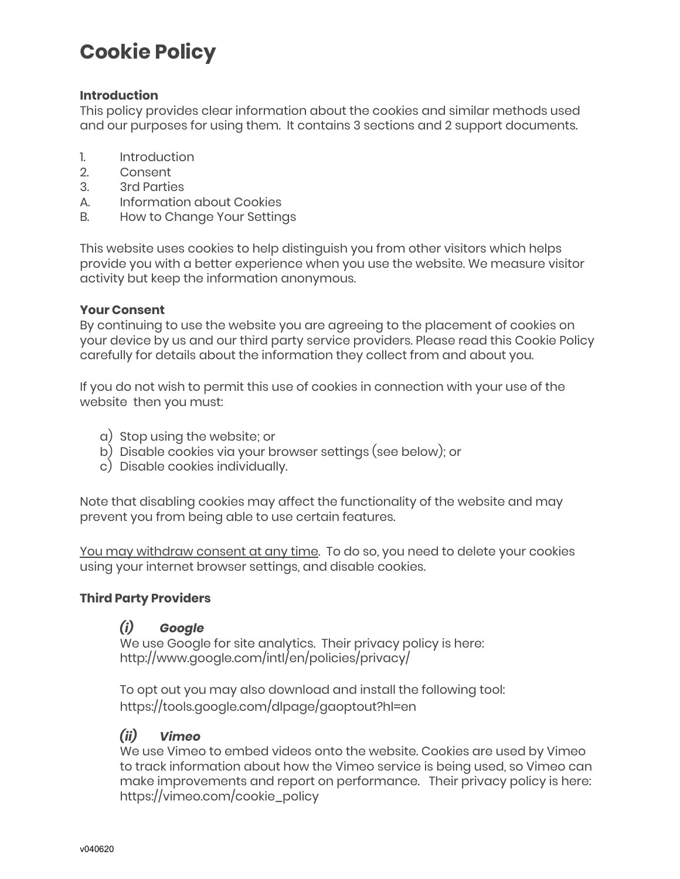# Cookie Policy

**Introduction**
This policy provides clear information about the cookies and similar methods used and our purposes for using them. It contains 3 sections and 2 support documents.

1. Introduction
2. Consent
3. 3rd Parties

A. Information about Cookies
B. How to Change Your Settings

This website uses cookies to help distinguish you from other visitors which helps provide you with a better experience when you use the website. We measure visitor activity but keep the information anonymous.

**Your Consent**
By continuing to use the website you are agreeing to the placement of cookies on your device by us and our third party service providers. Please read this Cookie Policy carefully for details about the information they collect from and about you.

If you do not wish to permit this use of cookies in connection with your use of the website then you must:

a) Stop using the website; or
b) Disable cookies via your browser settings (see below); or
c) Disable cookies individually.

Note that disabling cookies may affect the functionality of the website and may prevent you from being able to use certain features.

<u>You may withdraw consent at any time</u>. To do so, you need to delete your cookies using your internet browser settings, and disable cookies.

**Third Party Providers**

***(i) Google***
We use Google for site analytics. Their privacy policy is here: http://www.google.com/intl/en/policies/privacy/

To opt out you may also download and install the following tool: https://tools.google.com/dlpage/gaoptout?hl=en

***(ii) Vimeo***
We use Vimeo to embed videos onto the website. Cookies are used by Vimeo to track information about how the Vimeo service is being used, so Vimeo can make improvements and report on performance. Their privacy policy is here: https://vimeo.com/cookie_policy

v040620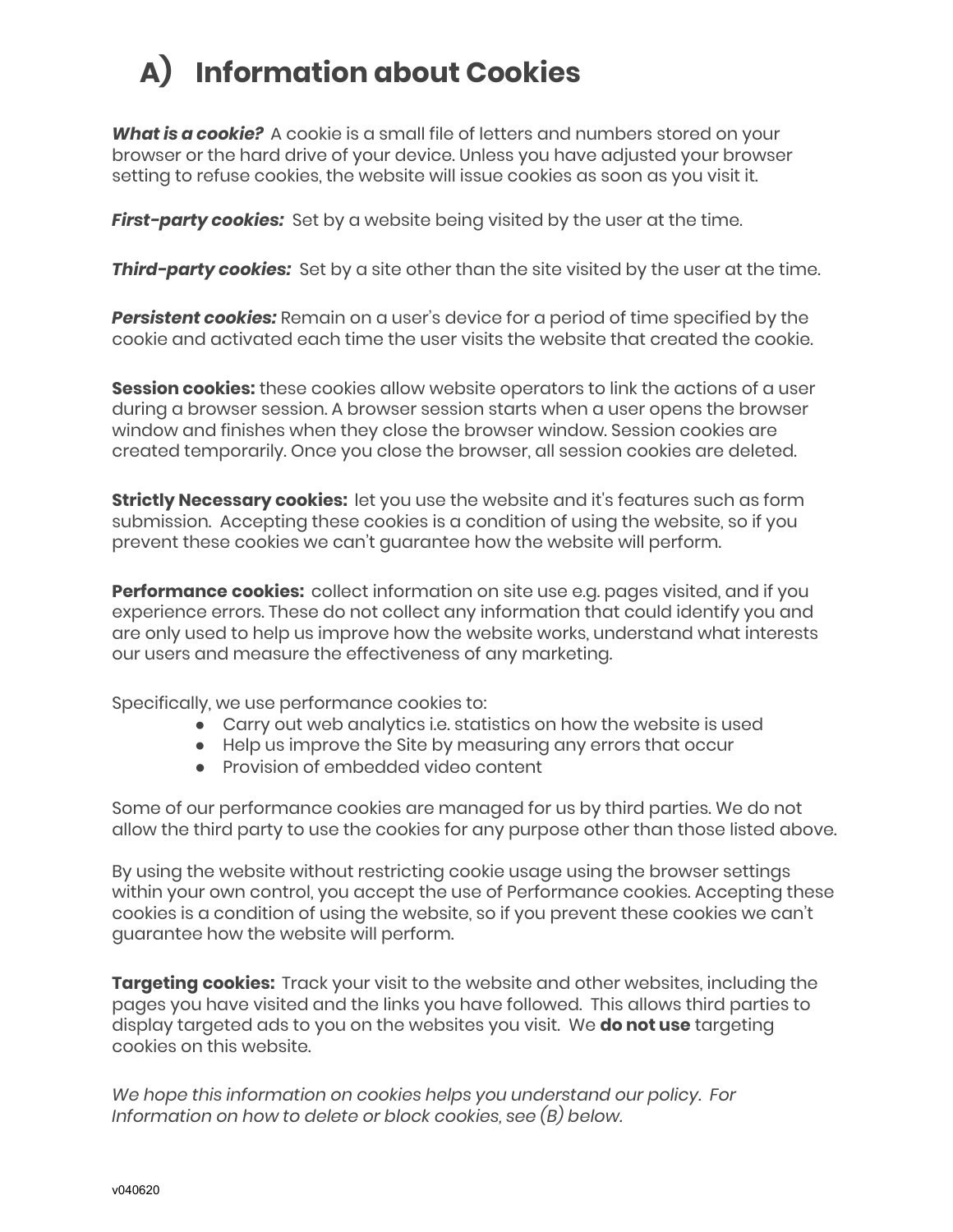# A) Information about Cookies

***What is a cookie?*** A cookie is a small file of letters and numbers stored on your browser or the hard drive of your device. Unless you have adjusted your browser setting to refuse cookies, the website will issue cookies as soon as you visit it.

***First-party cookies:*** Set by a website being visited by the user at the time.

***Third-party cookies:*** Set by a site other than the site visited by the user at the time.

***Persistent cookies:*** Remain on a user's device for a period of time specified by the cookie and activated each time the user visits the website that created the cookie.

**Session cookies:** these cookies allow website operators to link the actions of a user during a browser session. A browser session starts when a user opens the browser window and finishes when they close the browser window. Session cookies are created temporarily. Once you close the browser, all session cookies are deleted.

**Strictly Necessary cookies:** let you use the website and it's features such as form submission. Accepting these cookies is a condition of using the website, so if you prevent these cookies we can't guarantee how the website will perform.

**Performance cookies:** collect information on site use e.g. pages visited, and if you experience errors. These do not collect any information that could identify you and are only used to help us improve how the website works, understand what interests our users and measure the effectiveness of any marketing.

Specifically, we use performance cookies to:

- Carry out web analytics i.e. statistics on how the website is used
- Help us improve the Site by measuring any errors that occur
- Provision of embedded video content

Some of our performance cookies are managed for us by third parties. We do not allow the third party to use the cookies for any purpose other than those listed above.

By using the website without restricting cookie usage using the browser settings within your own control, you accept the use of Performance cookies. Accepting these cookies is a condition of using the website, so if you prevent these cookies we can't guarantee how the website will perform.

**Targeting cookies:** Track your visit to the website and other websites, including the pages you have visited and the links you have followed. This allows third parties to display targeted ads to you on the websites you visit. We **do not use** targeting cookies on this website.

*We hope this information on cookies helps you understand our policy. For Information on how to delete or block cookies, see (B) below.*

v040620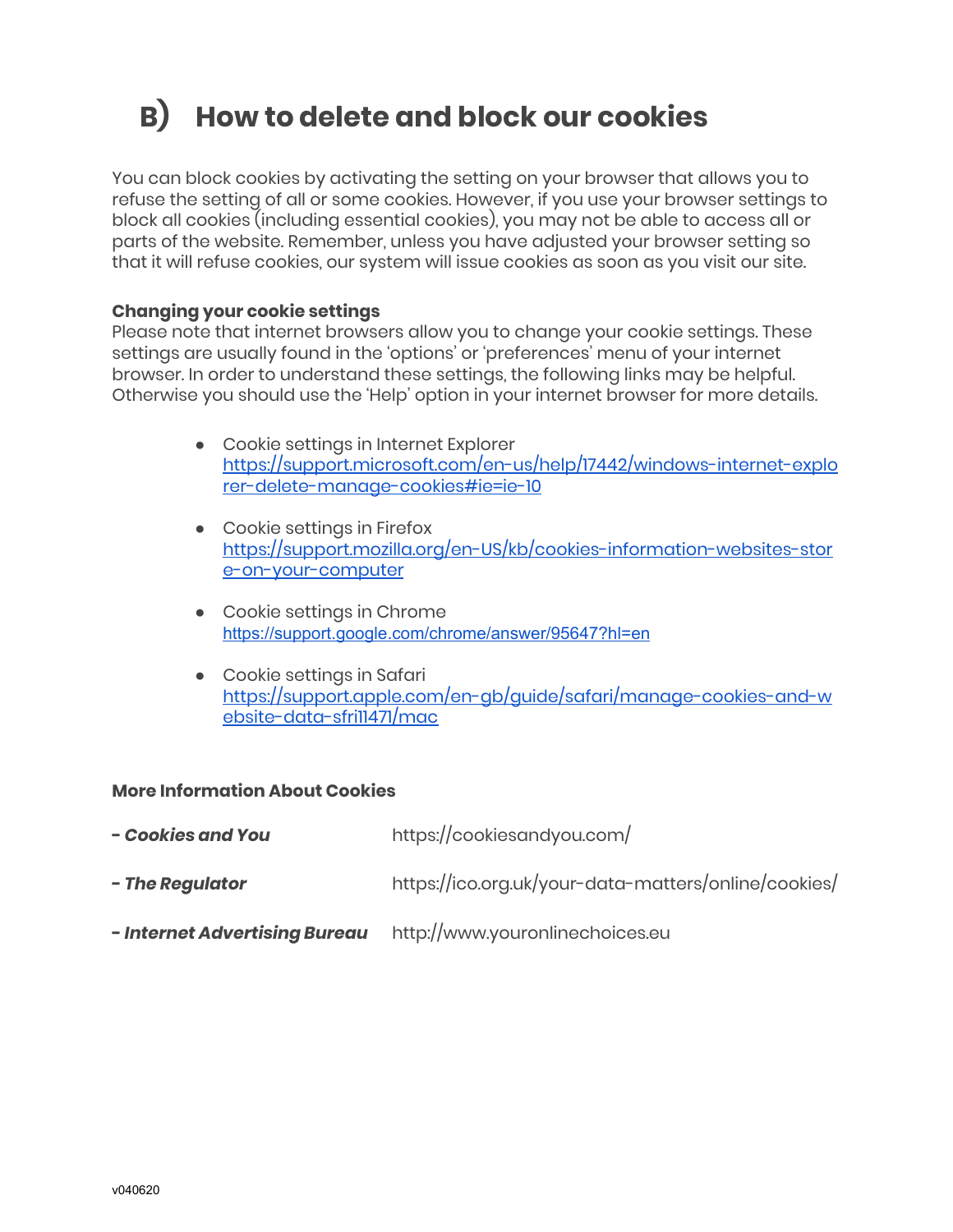# B) How to delete and block our cookies

You can block cookies by activating the setting on your browser that allows you to refuse the setting of all or some cookies. However, if you use your browser settings to block all cookies (including essential cookies), you may not be able to access all or parts of the website. Remember, unless you have adjusted your browser setting so that it will refuse cookies, our system will issue cookies as soon as you visit our site.

**Changing your cookie settings**
Please note that internet browsers allow you to change your cookie settings. These settings are usually found in the 'options' or 'preferences' menu of your internet browser. In order to understand these settings, the following links may be helpful. Otherwise you should use the 'Help' option in your internet browser for more details.

- Cookie settings in Internet Explorer
  https://support.microsoft.com/en-us/help/17442/windows-internet-explorer-delete-manage-cookies#ie=ie-10
- Cookie settings in Firefox
  https://support.mozilla.org/en-US/kb/cookies-information-websites-store-on-your-computer
- Cookie settings in Chrome
  https://support.google.com/chrome/answer/95647?hl=en
- Cookie settings in Safari
  https://support.apple.com/en-gb/guide/safari/manage-cookies-and-website-data-sfri11471/mac

**More Information About Cookies**

| | |
|---|---|
| ***- Cookies and You*** | https://cookiesandyou.com/ |
| ***- The Regulator*** | https://ico.org.uk/your-data-matters/online/cookies/ |
| ***- Internet Advertising Bureau*** | http://www.youronlinechoices.eu |

v040620